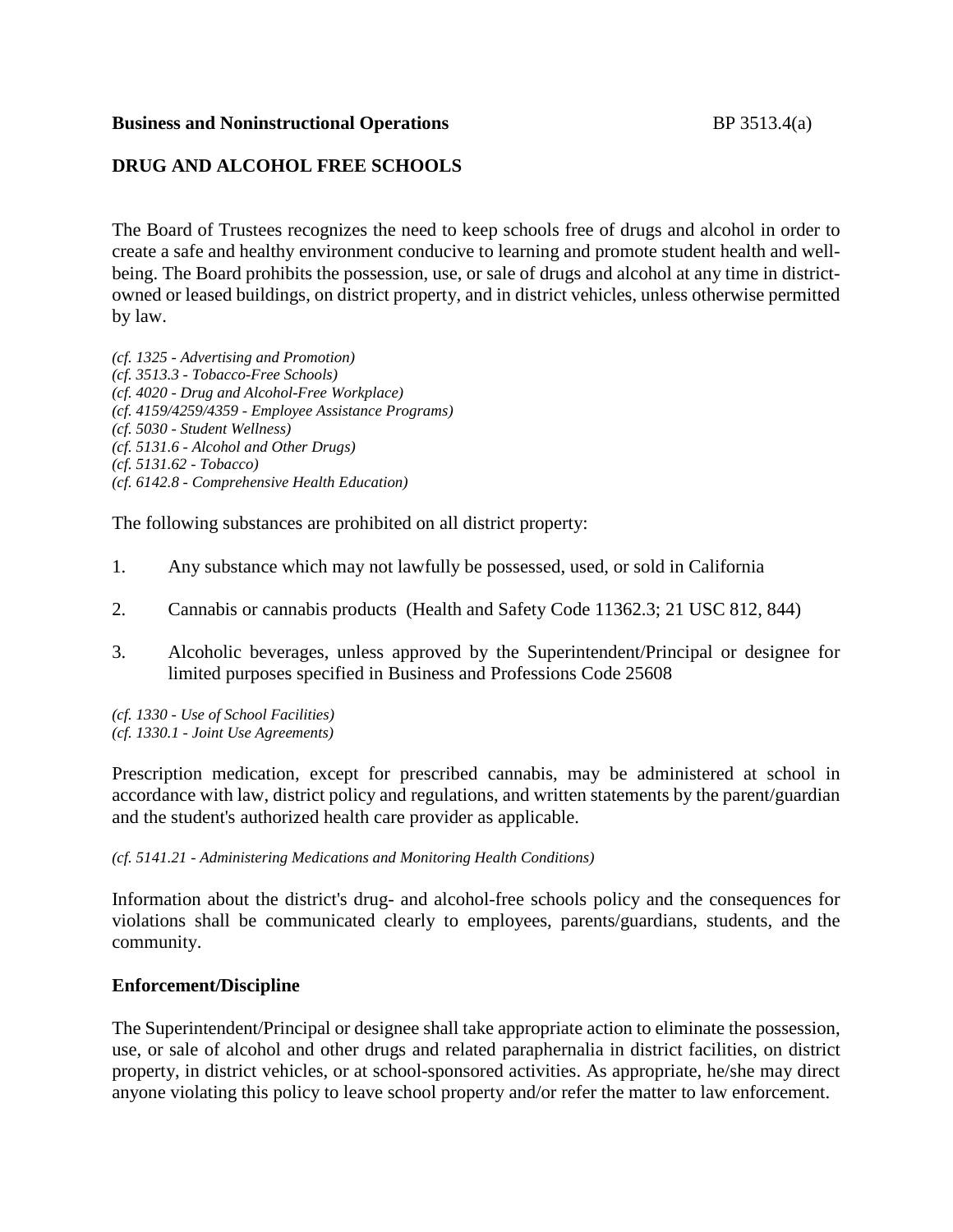**Business and Noninstructional Operations** BP 3513.4(a)

## DRUG AND ALCOHOL FREE SCHOOLS

The Board of Trustees recognizes the need to keep schools free of drugs and alcohol in order to create a safe and healthy environment conducive to learning and promote student health and well-being. The Board prohibits the possession, use, or sale of drugs and alcohol at any time in district-owned or leased buildings, on district property, and in district vehicles, unless otherwise permitted by law.

*(cf. 1325 - Advertising and Promotion)*
*(cf. 3513.3 - Tobacco-Free Schools)*
*(cf. 4020 - Drug and Alcohol-Free Workplace)*
*(cf. 4159/4259/4359 - Employee Assistance Programs)*
*(cf. 5030 - Student Wellness)*
*(cf. 5131.6 - Alcohol and Other Drugs)*
*(cf. 5131.62 - Tobacco)*
*(cf. 6142.8 - Comprehensive Health Education)*

The following substances are prohibited on all district property:

1. Any substance which may not lawfully be possessed, used, or sold in California
2. Cannabis or cannabis products (Health and Safety Code 11362.3; 21 USC 812, 844)
3. Alcoholic beverages, unless approved by the Superintendent/Principal or designee for limited purposes specified in Business and Professions Code 25608

*(cf. 1330 - Use of School Facilities)*
*(cf. 1330.1 - Joint Use Agreements)*

Prescription medication, except for prescribed cannabis, may be administered at school in accordance with law, district policy and regulations, and written statements by the parent/guardian and the student's authorized health care provider as applicable.

*(cf. 5141.21 - Administering Medications and Monitoring Health Conditions)*

Information about the district's drug- and alcohol-free schools policy and the consequences for violations shall be communicated clearly to employees, parents/guardians, students, and the community.

### Enforcement/Discipline

The Superintendent/Principal or designee shall take appropriate action to eliminate the possession, use, or sale of alcohol and other drugs and related paraphernalia in district facilities, on district property, in district vehicles, or at school-sponsored activities. As appropriate, he/she may direct anyone violating this policy to leave school property and/or refer the matter to law enforcement.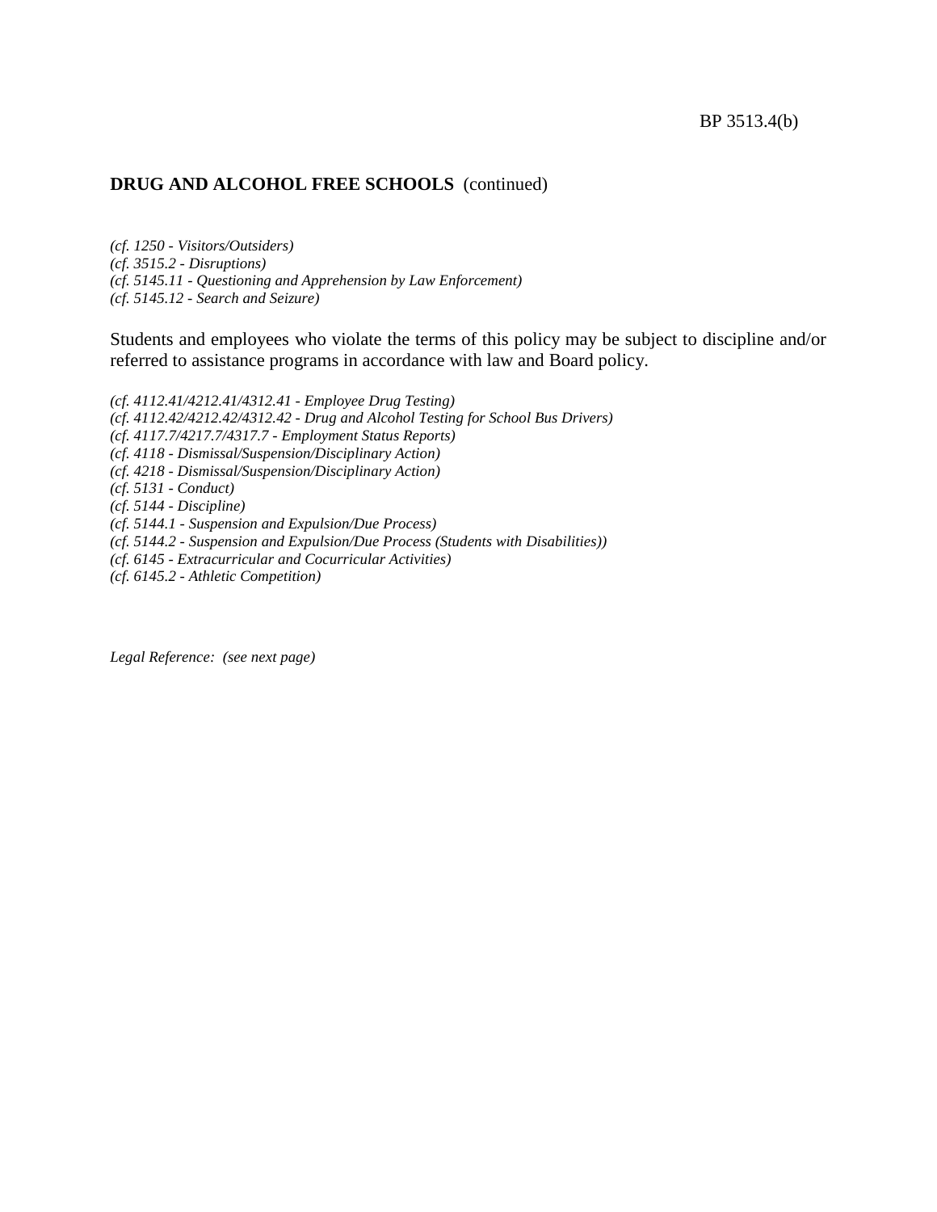**DRUG AND ALCOHOL FREE SCHOOLS** (continued)

*(cf. 1250 - Visitors/Outsiders)*
*(cf. 3515.2 - Disruptions)*
*(cf. 5145.11 - Questioning and Apprehension by Law Enforcement)*
*(cf. 5145.12 - Search and Seizure)*

Students and employees who violate the terms of this policy may be subject to discipline and/or referred to assistance programs in accordance with law and Board policy.

*(cf. 4112.41/4212.41/4312.41 - Employee Drug Testing)*
*(cf. 4112.42/4212.42/4312.42 - Drug and Alcohol Testing for School Bus Drivers)*
*(cf. 4117.7/4217.7/4317.7 - Employment Status Reports)*
*(cf. 4118 - Dismissal/Suspension/Disciplinary Action)*
*(cf. 4218 - Dismissal/Suspension/Disciplinary Action)*
*(cf. 5131 - Conduct)*
*(cf. 5144 - Discipline)*
*(cf. 5144.1 - Suspension and Expulsion/Due Process)*
*(cf. 5144.2 - Suspension and Expulsion/Due Process (Students with Disabilities))*
*(cf. 6145 - Extracurricular and Cocurricular Activities)*
*(cf. 6145.2 - Athletic Competition)*

*Legal Reference: (see next page)*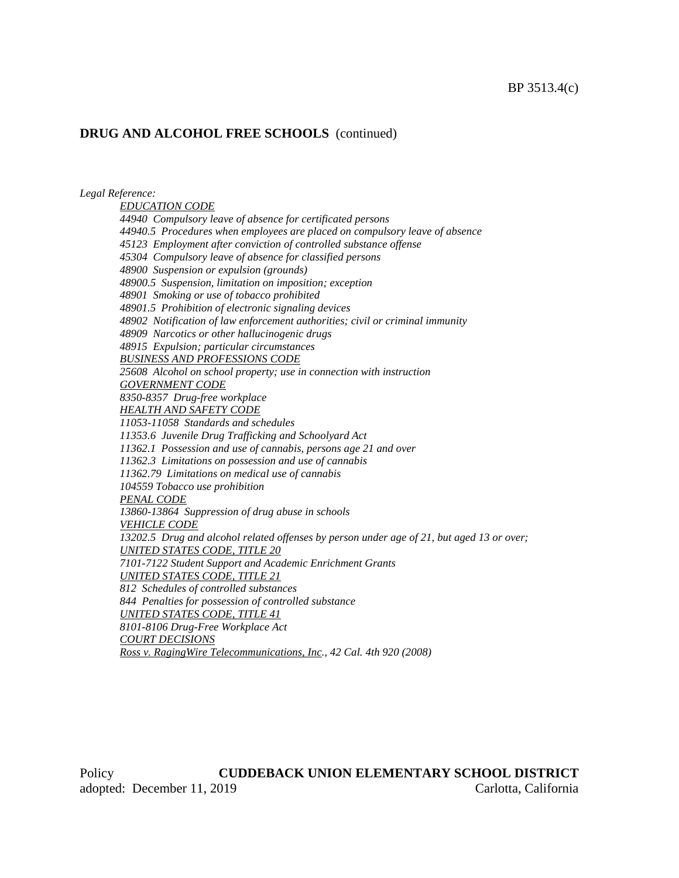**DRUG AND ALCOHOL FREE SCHOOLS** (continued)

*Legal Reference:*

*EDUCATION CODE*
*44940 Compulsory leave of absence for certificated persons*
*44940.5 Procedures when employees are placed on compulsory leave of absence*
*45123 Employment after conviction of controlled substance offense*
*45304 Compulsory leave of absence for classified persons*
*48900 Suspension or expulsion (grounds)*
*48900.5 Suspension, limitation on imposition; exception*
*48901 Smoking or use of tobacco prohibited*
*48901.5 Prohibition of electronic signaling devices*
*48902 Notification of law enforcement authorities; civil or criminal immunity*
*48909 Narcotics or other hallucinogenic drugs*
*48915 Expulsion; particular circumstances*
*BUSINESS AND PROFESSIONS CODE*
*25608 Alcohol on school property; use in connection with instruction*
*GOVERNMENT CODE*
*8350-8357 Drug-free workplace*
*HEALTH AND SAFETY CODE*
*11053-11058 Standards and schedules*
*11353.6 Juvenile Drug Trafficking and Schoolyard Act*
*11362.1 Possession and use of cannabis, persons age 21 and over*
*11362.3 Limitations on possession and use of cannabis*
*11362.79 Limitations on medical use of cannabis*
*104559 Tobacco use prohibition*
*PENAL CODE*
*13860-13864 Suppression of drug abuse in schools*
*VEHICLE CODE*
*13202.5 Drug and alcohol related offenses by person under age of 21, but aged 13 or over;*
*UNITED STATES CODE, TITLE 20*
*7101-7122 Student Support and Academic Enrichment Grants*
*UNITED STATES CODE, TITLE 21*
*812 Schedules of controlled substances*
*844 Penalties for possession of controlled substance*
*UNITED STATES CODE, TITLE 41*
*8101-8106 Drug-Free Workplace Act*
*COURT DECISIONS*
*Ross v. RagingWire Telecommunications, Inc., 42 Cal. 4th 920 (2008)*

Policy **CUDDEBACK UNION ELEMENTARY SCHOOL DISTRICT**
adopted: December 11, 2019 Carlotta, California